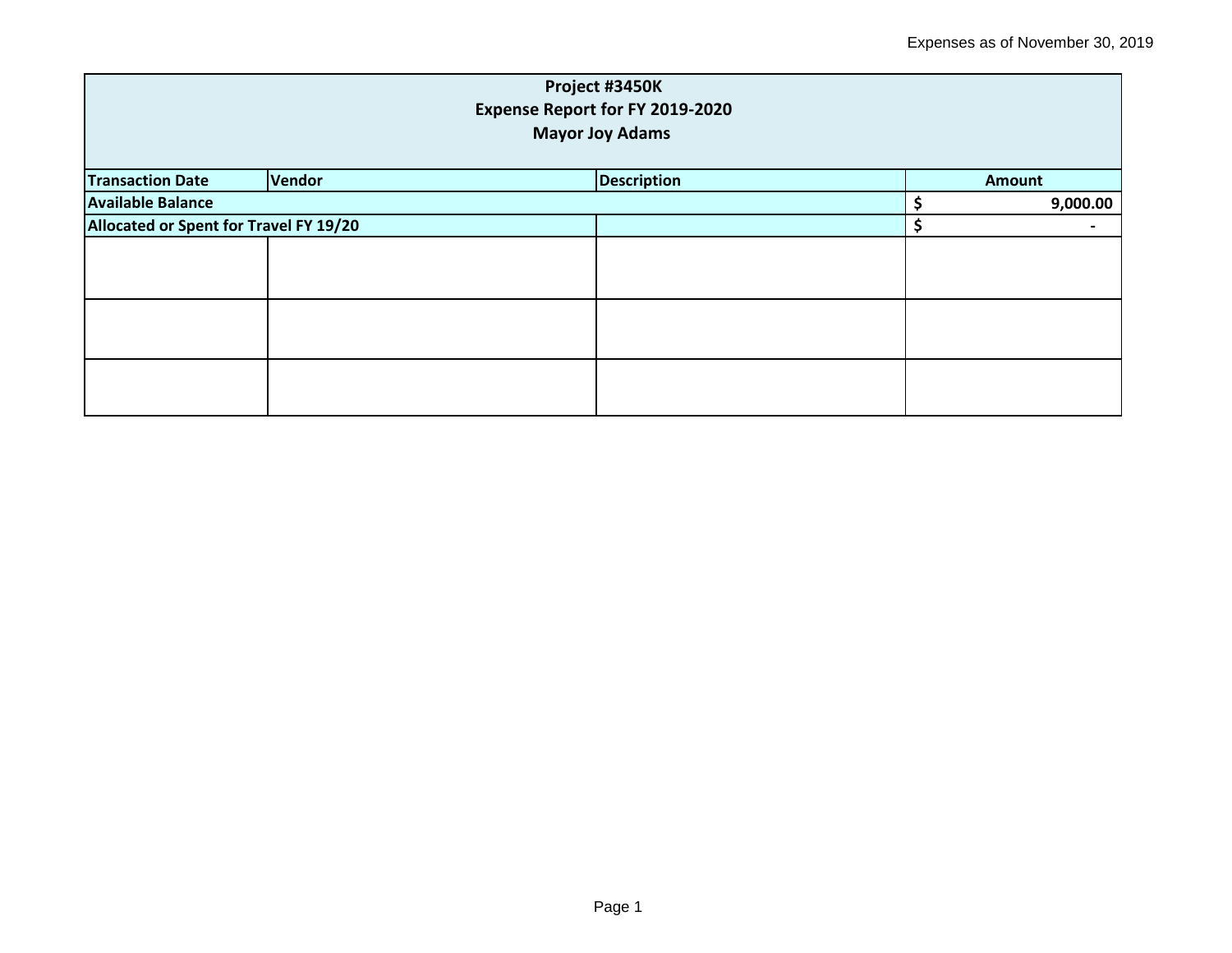Expenses as of November 30, 2019

| Project #3450K<br>Expense Report for FY 2019-2020<br>Mayor Joy Adams | | | |
|---|---|---|---|
| **Transaction Date** | **Vendor** | **Description** | **Amount** |
| **Available Balance** | | | **$ 9,000.00** |
| **Allocated or Spent for Travel FY 19/20** | | | **$ -** |
| | | | |
| | | | |
| | | | |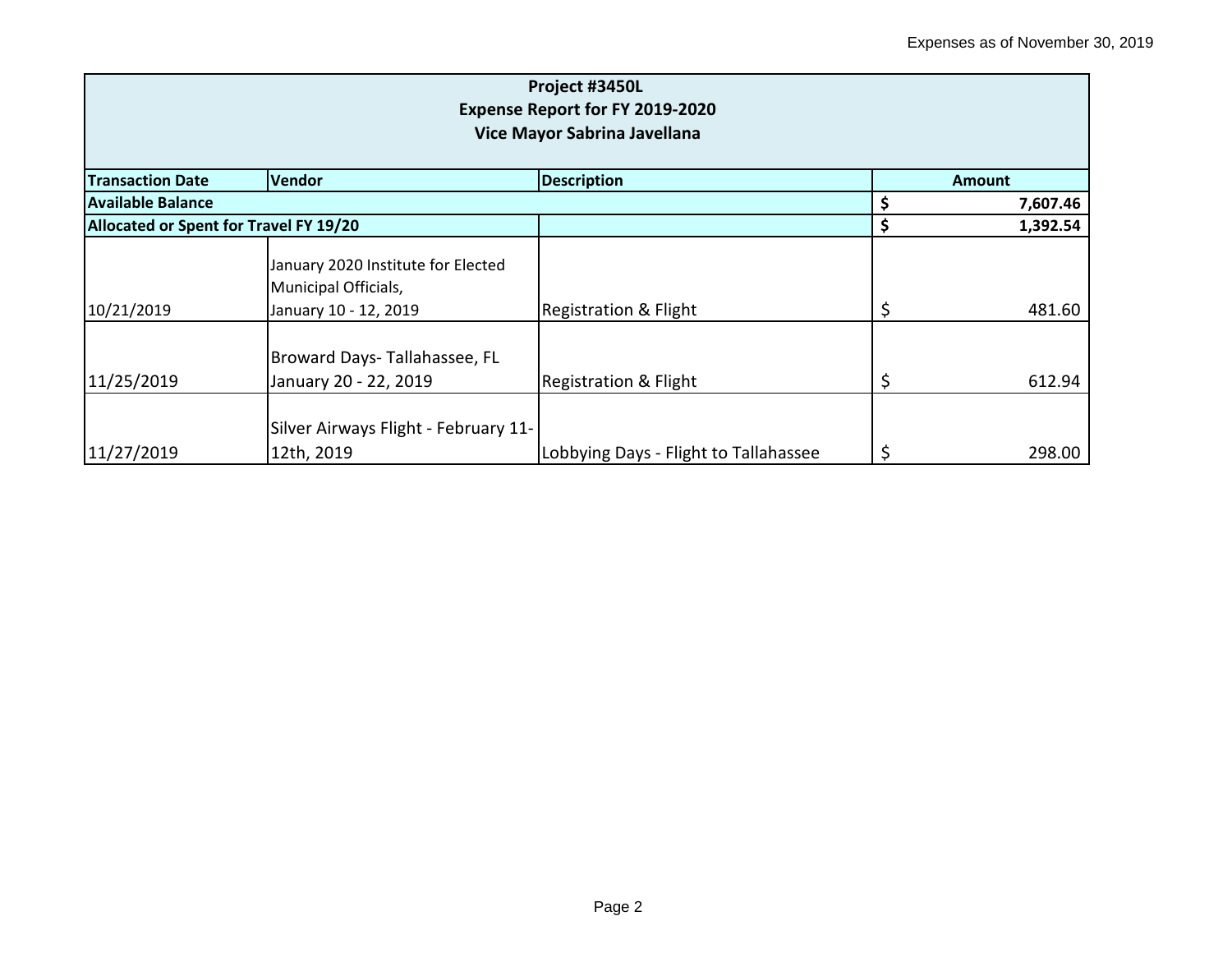Expenses as of November 30, 2019

| Project #3450L<br>Expense Report for FY 2019-2020<br>Vice Mayor Sabrina Javellana | | | |
|---|---|---|---|
| **Transaction Date** | **Vendor** | **Description** | **Amount** |
| **Available Balance** | | | **$ 7,607.46** |
| **Allocated or Spent for Travel FY 19/20** | | | **$ 1,392.54** |
| 10/21/2019 | January 2020 Institute for Elected Municipal Officials, January 10 - 12, 2019 | Registration & Flight | $ 481.60 |
| 11/25/2019 | Broward Days- Tallahassee, FL January 20 - 22, 2019 | Registration & Flight | $ 612.94 |
| 11/27/2019 | Silver Airways Flight - February 11-12th, 2019 | Lobbying Days - Flight to Tallahassee | $ 298.00 |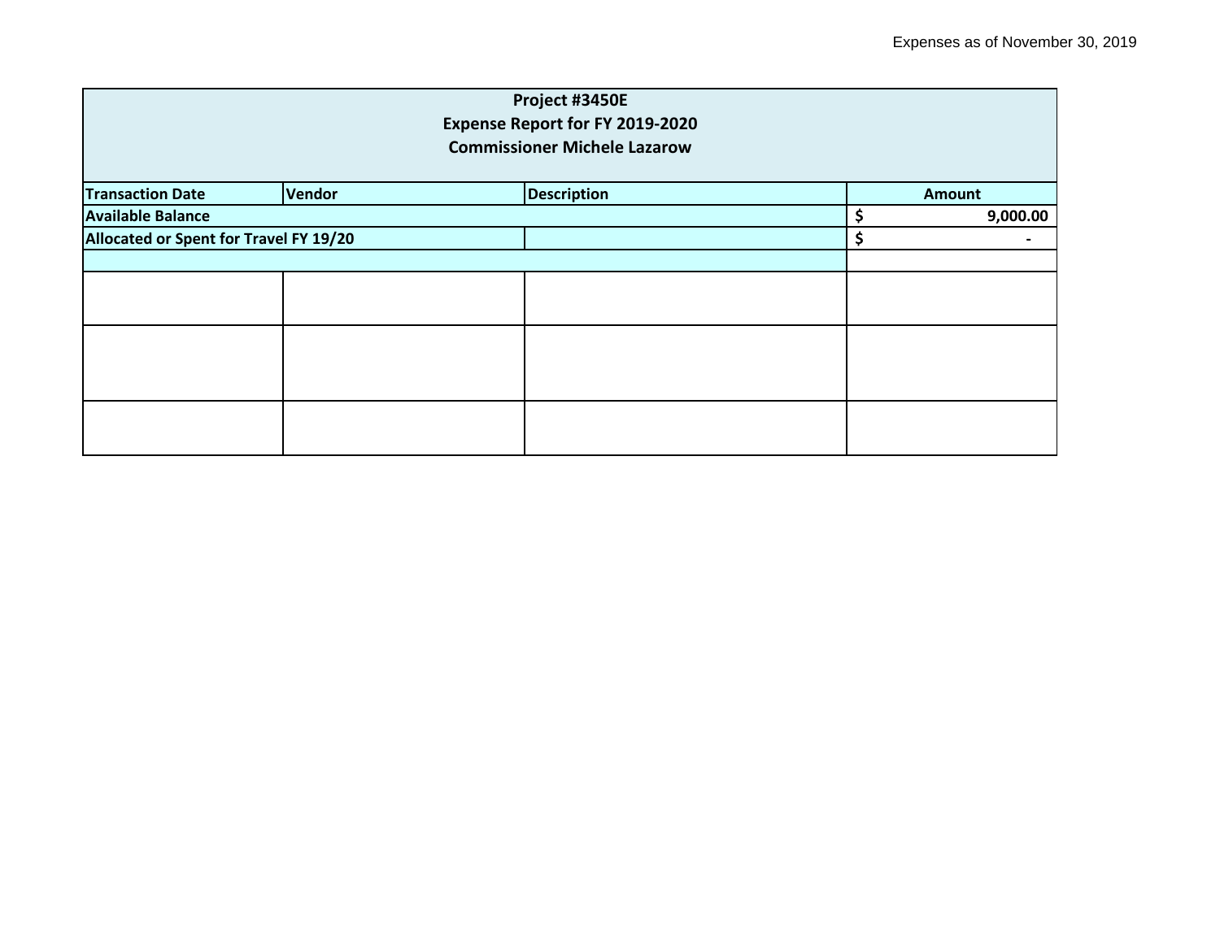Expenses as of November 30, 2019

| Project #3450E<br>Expense Report for FY 2019-2020<br>Commissioner Michele Lazarow | | | |
|---|---|---|---|
| **Transaction Date** | **Vendor** | **Description** | **Amount** |
| **Available Balance** | | | **$ 9,000.00** |
| **Allocated or Spent for Travel FY 19/20** | | | **$ -** |
| | | | |
| | | | |
| | | | |
| | | | |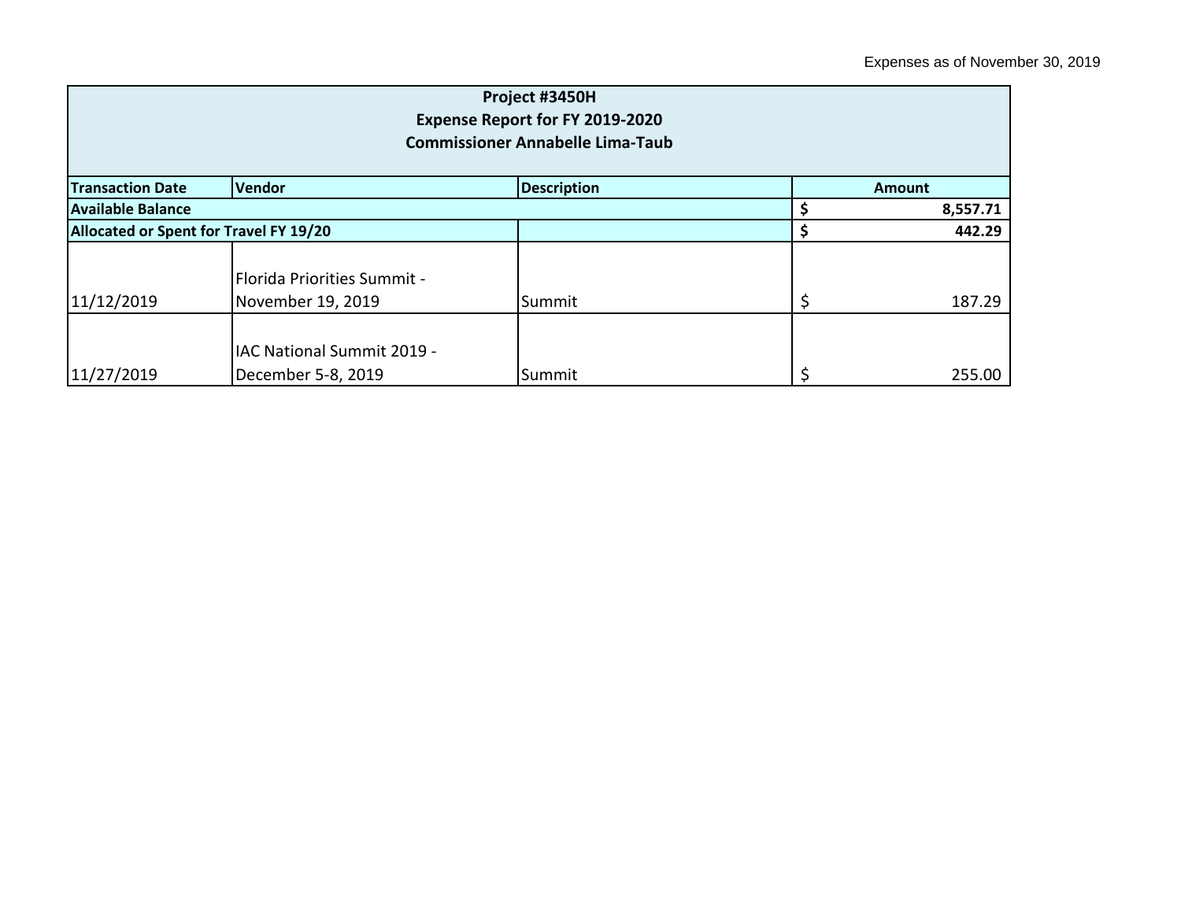Expenses as of November 30, 2019

| Project #3450H<br>Expense Report for FY 2019-2020<br>Commissioner Annabelle Lima-Taub | | | |
|---|---|---|---|
| **Transaction Date** | **Vendor** | **Description** | **Amount** |
| **Available Balance** | | | **$ 8,557.71** |
| **Allocated or Spent for Travel FY 19/20** | | | **$ 442.29** |
| 11/12/2019 | Florida Priorities Summit - November 19, 2019 | Summit | $ 187.29 |
| 11/27/2019 | IAC National Summit 2019 - December 5-8, 2019 | Summit | $ 255.00 |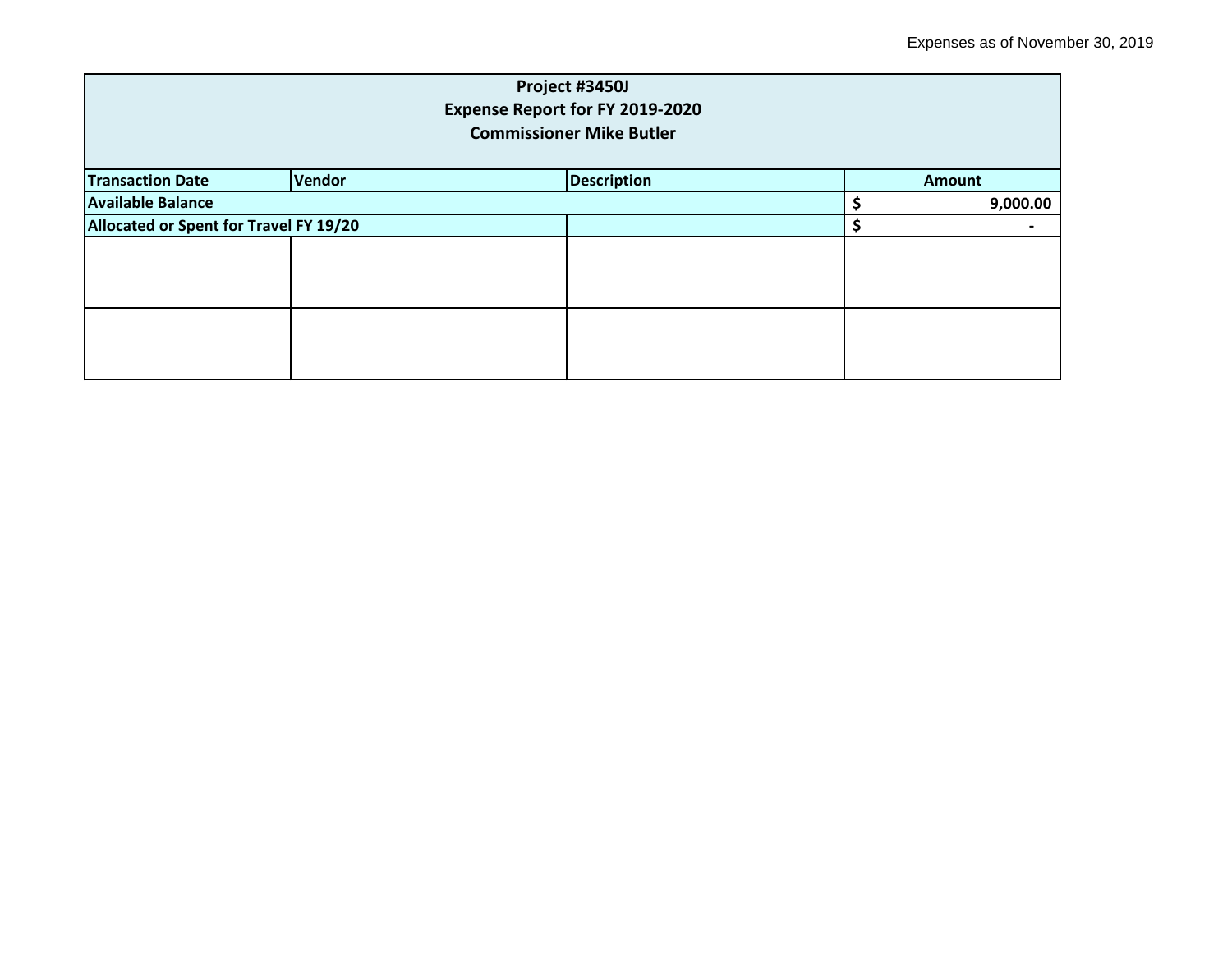Expenses as of November 30, 2019

| Project #3450J<br>Expense Report for FY 2019-2020<br>Commissioner Mike Butler | | | |
|---|---|---|---|
| **Transaction Date** | **Vendor** | **Description** | **Amount** |
| **Available Balance** | | | **$ 9,000.00** |
| **Allocated or Spent for Travel FY 19/20** | | | **$ -** |
| | | | |
| | | | |